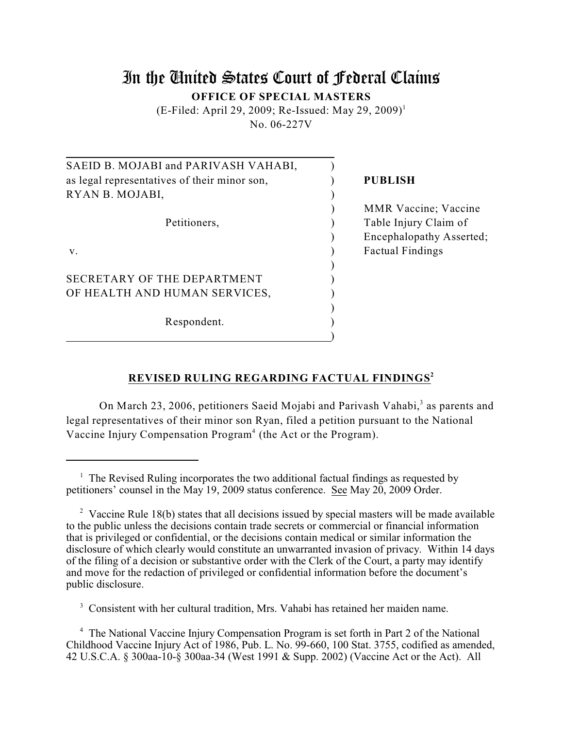# In the United States Court of Federal Claims

**OFFICE OF SPECIAL MASTERS**

(E-Filed: April 29, 2009; Re-Issued: May 29, 2009)[1]

No. 06-227V

| | |
|---|---|
| SAEID B. MOJABI and PARIVASH VAHABI, as legal representatives of their minor son, RYAN B. MOJABI, | **PUBLISH** |
| Petitioners, | MMR Vaccine; Vaccine Table Injury Claim of Encephalopathy Asserted; Factual Findings |
| v. | |
| SECRETARY OF THE DEPARTMENT OF HEALTH AND HUMAN SERVICES, | |
| Respondent. | |

## REVISED RULING REGARDING FACTUAL FINDINGS[2]

On March 23, 2006, petitioners Saeid Mojabi and Parivash Vahabi,[3] as parents and legal representatives of their minor son Ryan, filed a petition pursuant to the National Vaccine Injury Compensation Program[4] (the Act or the Program).

---

[1] The Revised Ruling incorporates the two additional factual findings as requested by petitioners' counsel in the May 19, 2009 status conference. See May 20, 2009 Order.

[2] Vaccine Rule 18(b) states that all decisions issued by special masters will be made available to the public unless the decisions contain trade secrets or commercial or financial information that is privileged or confidential, or the decisions contain medical or similar information the disclosure of which clearly would constitute an unwarranted invasion of privacy. Within 14 days of the filing of a decision or substantive order with the Clerk of the Court, a party may identify and move for the redaction of privileged or confidential information before the document's public disclosure.

[3] Consistent with her cultural tradition, Mrs. Vahabi has retained her maiden name.

[4] The National Vaccine Injury Compensation Program is set forth in Part 2 of the National Childhood Vaccine Injury Act of 1986, Pub. L. No. 99-660, 100 Stat. 3755, codified as amended, 42 U.S.C.A. § 300aa-10-§ 300aa-34 (West 1991 & Supp. 2002) (Vaccine Act or the Act). All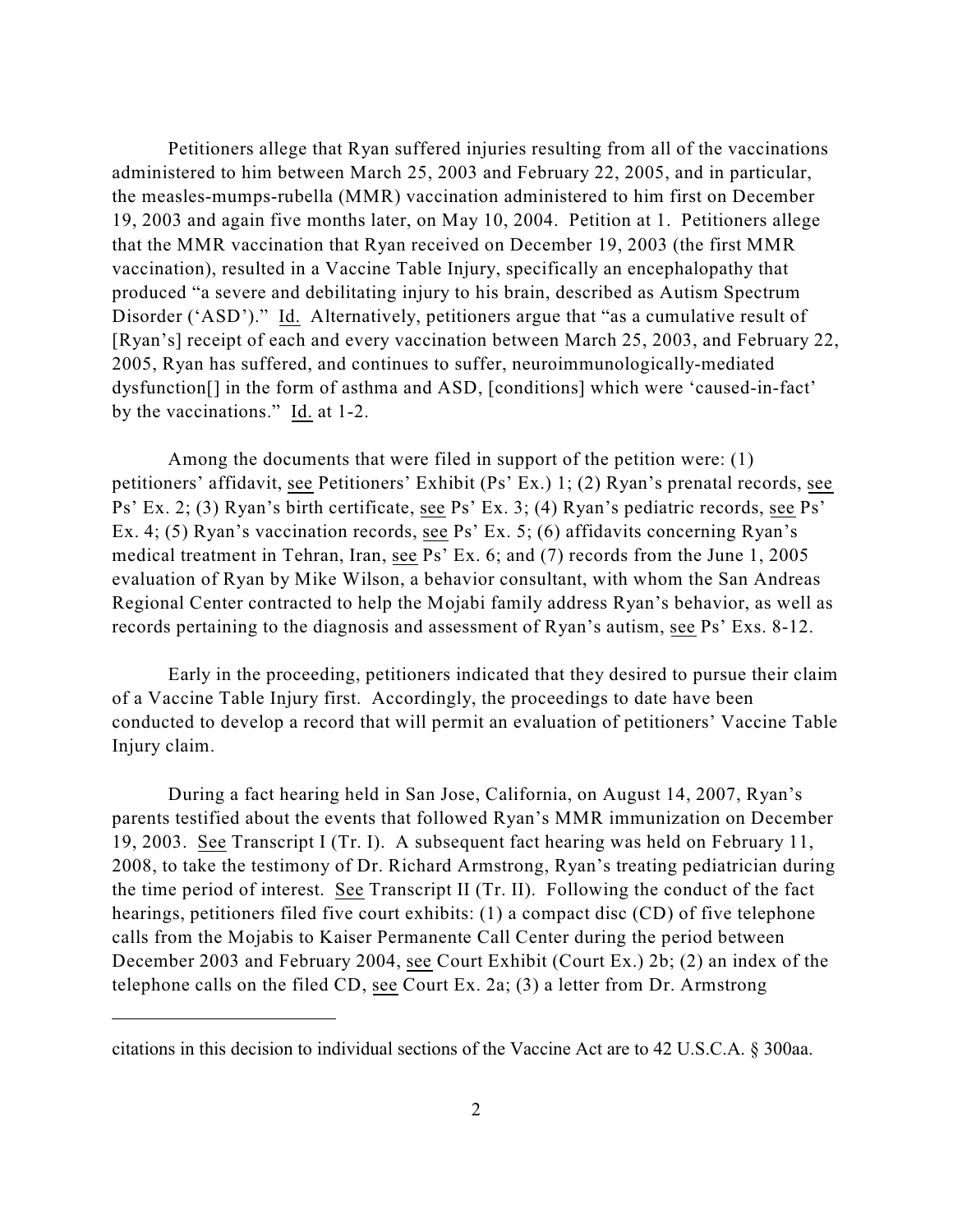Petitioners allege that Ryan suffered injuries resulting from all of the vaccinations administered to him between March 25, 2003 and February 22, 2005, and in particular, the measles-mumps-rubella (MMR) vaccination administered to him first on December 19, 2003 and again five months later, on May 10, 2004. Petition at 1. Petitioners allege that the MMR vaccination that Ryan received on December 19, 2003 (the first MMR vaccination), resulted in a Vaccine Table Injury, specifically an encephalopathy that produced "a severe and debilitating injury to his brain, described as Autism Spectrum Disorder ('ASD')." Id. Alternatively, petitioners argue that "as a cumulative result of [Ryan's] receipt of each and every vaccination between March 25, 2003, and February 22, 2005, Ryan has suffered, and continues to suffer, neuroimmunologically-mediated dysfunction[] in the form of asthma and ASD, [conditions] which were 'caused-in-fact' by the vaccinations." Id. at 1-2.

Among the documents that were filed in support of the petition were: (1) petitioners' affidavit, see Petitioners' Exhibit (Ps' Ex.) 1; (2) Ryan's prenatal records, see Ps' Ex. 2; (3) Ryan's birth certificate, see Ps' Ex. 3; (4) Ryan's pediatric records, see Ps' Ex. 4; (5) Ryan's vaccination records, see Ps' Ex. 5; (6) affidavits concerning Ryan's medical treatment in Tehran, Iran, see Ps' Ex. 6; and (7) records from the June 1, 2005 evaluation of Ryan by Mike Wilson, a behavior consultant, with whom the San Andreas Regional Center contracted to help the Mojabi family address Ryan's behavior, as well as records pertaining to the diagnosis and assessment of Ryan's autism, see Ps' Exs. 8-12.

Early in the proceeding, petitioners indicated that they desired to pursue their claim of a Vaccine Table Injury first. Accordingly, the proceedings to date have been conducted to develop a record that will permit an evaluation of petitioners' Vaccine Table Injury claim.

During a fact hearing held in San Jose, California, on August 14, 2007, Ryan's parents testified about the events that followed Ryan's MMR immunization on December 19, 2003. See Transcript I (Tr. I). A subsequent fact hearing was held on February 11, 2008, to take the testimony of Dr. Richard Armstrong, Ryan's treating pediatrician during the time period of interest. See Transcript II (Tr. II). Following the conduct of the fact hearings, petitioners filed five court exhibits: (1) a compact disc (CD) of five telephone calls from the Mojabis to Kaiser Permanente Call Center during the period between December 2003 and February 2004, see Court Exhibit (Court Ex.) 2b; (2) an index of the telephone calls on the filed CD, see Court Ex. 2a; (3) a letter from Dr. Armstrong

---

citations in this decision to individual sections of the Vaccine Act are to 42 U.S.C.A. § 300aa.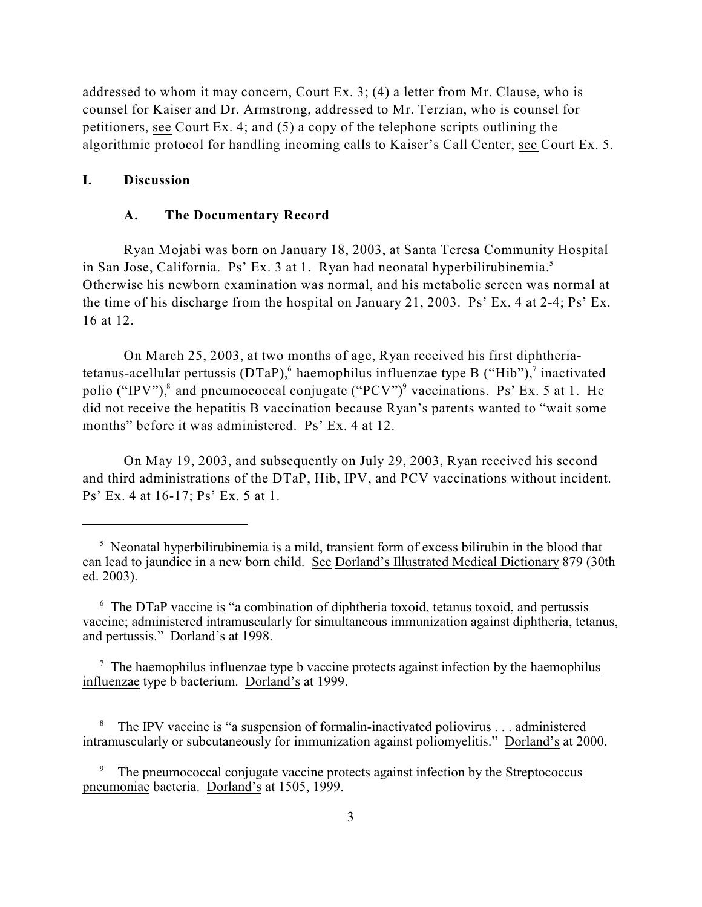addressed to whom it may concern, Court Ex. 3; (4) a letter from Mr. Clause, who is counsel for Kaiser and Dr. Armstrong, addressed to Mr. Terzian, who is counsel for petitioners, see Court Ex. 4; and (5) a copy of the telephone scripts outlining the algorithmic protocol for handling incoming calls to Kaiser's Call Center, see Court Ex. 5.

## I. Discussion

### A. The Documentary Record

Ryan Mojabi was born on January 18, 2003, at Santa Teresa Community Hospital in San Jose, California. Ps' Ex. 3 at 1. Ryan had neonatal hyperbilirubinemia.[5] Otherwise his newborn examination was normal, and his metabolic screen was normal at the time of his discharge from the hospital on January 21, 2003. Ps' Ex. 4 at 2-4; Ps' Ex. 16 at 12.

On March 25, 2003, at two months of age, Ryan received his first diphtheria-tetanus-acellular pertussis (DTaP),[6] haemophilus influenzae type B ("Hib"),[7] inactivated polio ("IPV"),[8] and pneumococcal conjugate ("PCV")[9] vaccinations. Ps' Ex. 5 at 1. He did not receive the hepatitis B vaccination because Ryan's parents wanted to "wait some months" before it was administered. Ps' Ex. 4 at 12.

On May 19, 2003, and subsequently on July 29, 2003, Ryan received his second and third administrations of the DTaP, Hib, IPV, and PCV vaccinations without incident. Ps' Ex. 4 at 16-17; Ps' Ex. 5 at 1.

---

[5] Neonatal hyperbilirubinemia is a mild, transient form of excess bilirubin in the blood that can lead to jaundice in a new born child. See Dorland's Illustrated Medical Dictionary 879 (30th ed. 2003).

[6] The DTaP vaccine is "a combination of diphtheria toxoid, tetanus toxoid, and pertussis vaccine; administered intramuscularly for simultaneous immunization against diphtheria, tetanus, and pertussis." Dorland's at 1998.

[7] The haemophilus influenzae type b vaccine protects against infection by the haemophilus influenzae type b bacterium. Dorland's at 1999.

[8] The IPV vaccine is "a suspension of formalin-inactivated poliovirus . . . administered intramuscularly or subcutaneously for immunization against poliomyelitis." Dorland's at 2000.

[9] The pneumococcal conjugate vaccine protects against infection by the Streptococcus pneumoniae bacteria. Dorland's at 1505, 1999.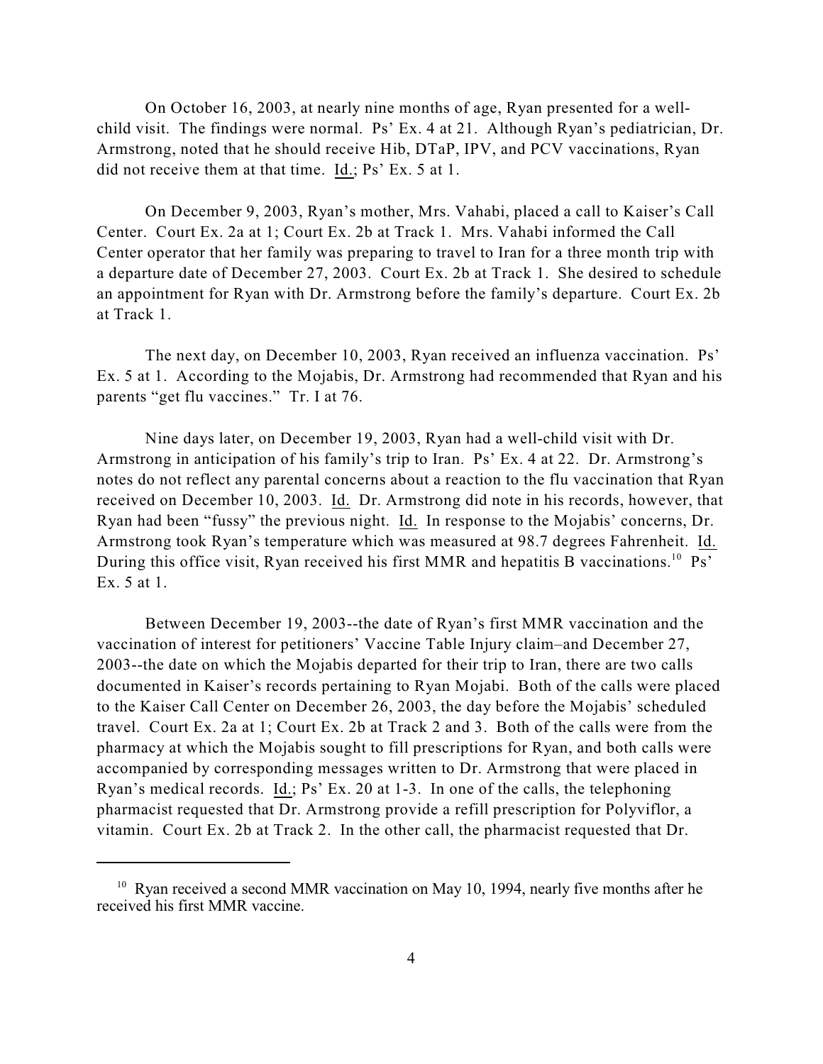On October 16, 2003, at nearly nine months of age, Ryan presented for a well-child visit. The findings were normal. Ps' Ex. 4 at 21. Although Ryan's pediatrician, Dr. Armstrong, noted that he should receive Hib, DTaP, IPV, and PCV vaccinations, Ryan did not receive them at that time. Id.; Ps' Ex. 5 at 1.

On December 9, 2003, Ryan's mother, Mrs. Vahabi, placed a call to Kaiser's Call Center. Court Ex. 2a at 1; Court Ex. 2b at Track 1. Mrs. Vahabi informed the Call Center operator that her family was preparing to travel to Iran for a three month trip with a departure date of December 27, 2003. Court Ex. 2b at Track 1. She desired to schedule an appointment for Ryan with Dr. Armstrong before the family's departure. Court Ex. 2b at Track 1.

The next day, on December 10, 2003, Ryan received an influenza vaccination. Ps' Ex. 5 at 1. According to the Mojabis, Dr. Armstrong had recommended that Ryan and his parents "get flu vaccines." Tr. I at 76.

Nine days later, on December 19, 2003, Ryan had a well-child visit with Dr. Armstrong in anticipation of his family's trip to Iran. Ps' Ex. 4 at 22. Dr. Armstrong's notes do not reflect any parental concerns about a reaction to the flu vaccination that Ryan received on December 10, 2003. Id. Dr. Armstrong did note in his records, however, that Ryan had been "fussy" the previous night. Id. In response to the Mojabis' concerns, Dr. Armstrong took Ryan's temperature which was measured at 98.7 degrees Fahrenheit. Id. During this office visit, Ryan received his first MMR and hepatitis B vaccinations.[10] Ps' Ex. 5 at 1.

Between December 19, 2003--the date of Ryan's first MMR vaccination and the vaccination of interest for petitioners' Vaccine Table Injury claim–and December 27, 2003--the date on which the Mojabis departed for their trip to Iran, there are two calls documented in Kaiser's records pertaining to Ryan Mojabi. Both of the calls were placed to the Kaiser Call Center on December 26, 2003, the day before the Mojabis' scheduled travel. Court Ex. 2a at 1; Court Ex. 2b at Track 2 and 3. Both of the calls were from the pharmacy at which the Mojabis sought to fill prescriptions for Ryan, and both calls were accompanied by corresponding messages written to Dr. Armstrong that were placed in Ryan's medical records. Id.; Ps' Ex. 20 at 1-3. In one of the calls, the telephoning pharmacist requested that Dr. Armstrong provide a refill prescription for Polyviflor, a vitamin. Court Ex. 2b at Track 2. In the other call, the pharmacist requested that Dr.

---

[10] Ryan received a second MMR vaccination on May 10, 1994, nearly five months after he received his first MMR vaccine.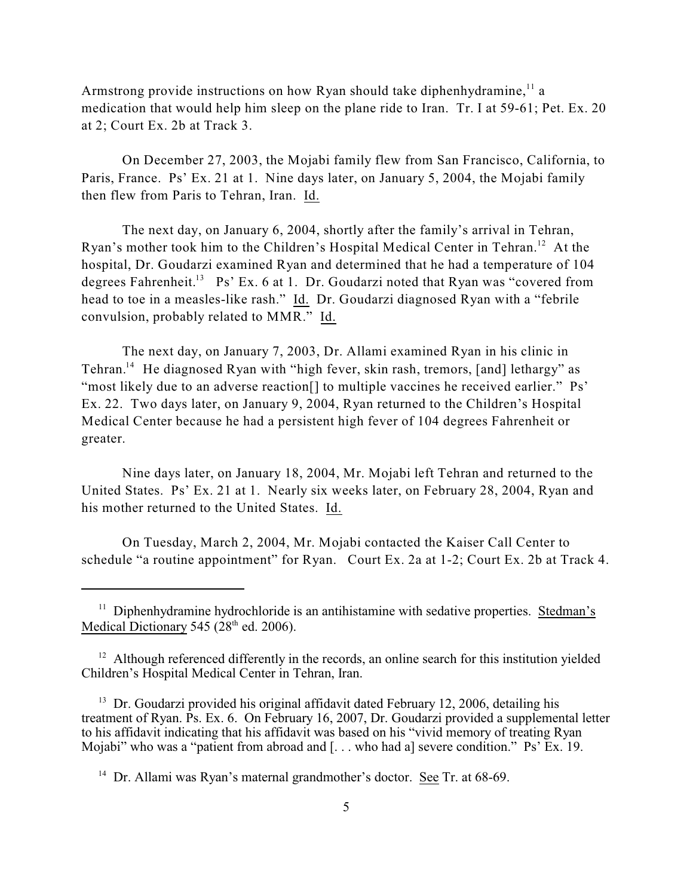Armstrong provide instructions on how Ryan should take diphenhydramine,[11] a medication that would help him sleep on the plane ride to Iran. Tr. I at 59-61; Pet. Ex. 20 at 2; Court Ex. 2b at Track 3.

On December 27, 2003, the Mojabi family flew from San Francisco, California, to Paris, France. Ps' Ex. 21 at 1. Nine days later, on January 5, 2004, the Mojabi family then flew from Paris to Tehran, Iran. Id.

The next day, on January 6, 2004, shortly after the family's arrival in Tehran, Ryan's mother took him to the Children's Hospital Medical Center in Tehran.[12] At the hospital, Dr. Goudarzi examined Ryan and determined that he had a temperature of 104 degrees Fahrenheit.[13] Ps' Ex. 6 at 1. Dr. Goudarzi noted that Ryan was "covered from head to toe in a measles-like rash." Id. Dr. Goudarzi diagnosed Ryan with a "febrile convulsion, probably related to MMR." Id.

The next day, on January 7, 2003, Dr. Allami examined Ryan in his clinic in Tehran.[14] He diagnosed Ryan with "high fever, skin rash, tremors, [and] lethargy" as "most likely due to an adverse reaction[] to multiple vaccines he received earlier." Ps' Ex. 22. Two days later, on January 9, 2004, Ryan returned to the Children's Hospital Medical Center because he had a persistent high fever of 104 degrees Fahrenheit or greater.

Nine days later, on January 18, 2004, Mr. Mojabi left Tehran and returned to the United States. Ps' Ex. 21 at 1. Nearly six weeks later, on February 28, 2004, Ryan and his mother returned to the United States. Id.

On Tuesday, March 2, 2004, Mr. Mojabi contacted the Kaiser Call Center to schedule "a routine appointment" for Ryan. Court Ex. 2a at 1-2; Court Ex. 2b at Track 4.

---

[11] Diphenhydramine hydrochloride is an antihistamine with sedative properties. Stedman's Medical Dictionary 545 (28th ed. 2006).

[12] Although referenced differently in the records, an online search for this institution yielded Children's Hospital Medical Center in Tehran, Iran.

[13] Dr. Goudarzi provided his original affidavit dated February 12, 2006, detailing his treatment of Ryan. Ps. Ex. 6. On February 16, 2007, Dr. Goudarzi provided a supplemental letter to his affidavit indicating that his affidavit was based on his "vivid memory of treating Ryan Mojabi" who was a "patient from abroad and [. . . who had a] severe condition." Ps' Ex. 19.

[14] Dr. Allami was Ryan's maternal grandmother's doctor. See Tr. at 68-69.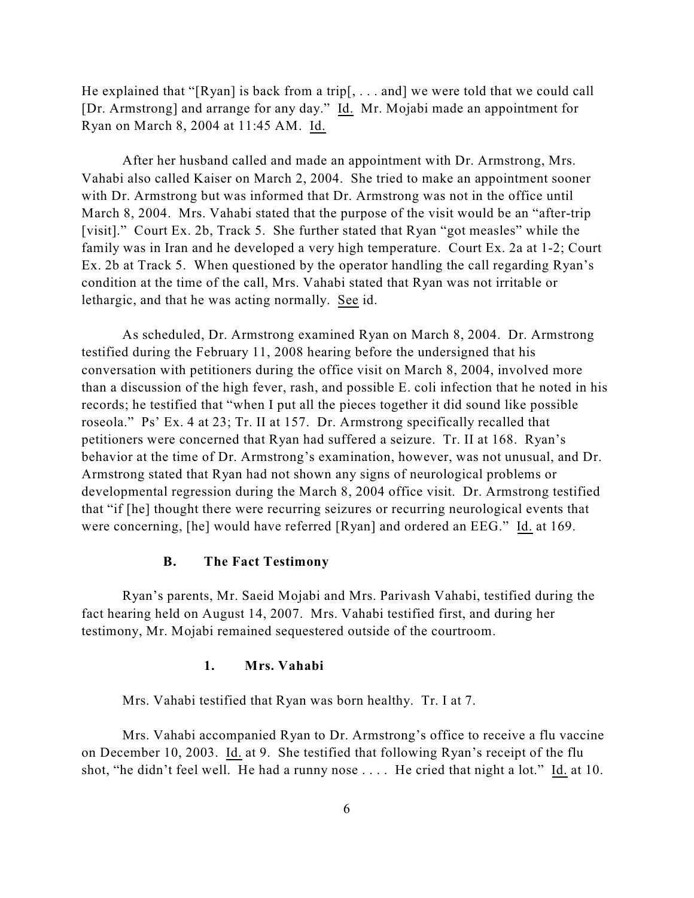He explained that "[Ryan] is back from a trip[, . . . and] we were told that we could call [Dr. Armstrong] and arrange for any day." Id. Mr. Mojabi made an appointment for Ryan on March 8, 2004 at 11:45 AM. Id.

After her husband called and made an appointment with Dr. Armstrong, Mrs. Vahabi also called Kaiser on March 2, 2004. She tried to make an appointment sooner with Dr. Armstrong but was informed that Dr. Armstrong was not in the office until March 8, 2004. Mrs. Vahabi stated that the purpose of the visit would be an "after-trip [visit]." Court Ex. 2b, Track 5. She further stated that Ryan "got measles" while the family was in Iran and he developed a very high temperature. Court Ex. 2a at 1-2; Court Ex. 2b at Track 5. When questioned by the operator handling the call regarding Ryan's condition at the time of the call, Mrs. Vahabi stated that Ryan was not irritable or lethargic, and that he was acting normally. See id.

As scheduled, Dr. Armstrong examined Ryan on March 8, 2004. Dr. Armstrong testified during the February 11, 2008 hearing before the undersigned that his conversation with petitioners during the office visit on March 8, 2004, involved more than a discussion of the high fever, rash, and possible E. coli infection that he noted in his records; he testified that "when I put all the pieces together it did sound like possible roseola." Ps' Ex. 4 at 23; Tr. II at 157. Dr. Armstrong specifically recalled that petitioners were concerned that Ryan had suffered a seizure. Tr. II at 168. Ryan's behavior at the time of Dr. Armstrong's examination, however, was not unusual, and Dr. Armstrong stated that Ryan had not shown any signs of neurological problems or developmental regression during the March 8, 2004 office visit. Dr. Armstrong testified that "if [he] thought there were recurring seizures or recurring neurological events that were concerning, [he] would have referred [Ryan] and ordered an EEG." Id. at 169.

### B. The Fact Testimony

Ryan's parents, Mr. Saeid Mojabi and Mrs. Parivash Vahabi, testified during the fact hearing held on August 14, 2007. Mrs. Vahabi testified first, and during her testimony, Mr. Mojabi remained sequestered outside of the courtroom.

#### 1. Mrs. Vahabi

Mrs. Vahabi testified that Ryan was born healthy. Tr. I at 7.

Mrs. Vahabi accompanied Ryan to Dr. Armstrong's office to receive a flu vaccine on December 10, 2003. Id. at 9. She testified that following Ryan's receipt of the flu shot, "he didn't feel well. He had a runny nose . . . . He cried that night a lot." Id. at 10.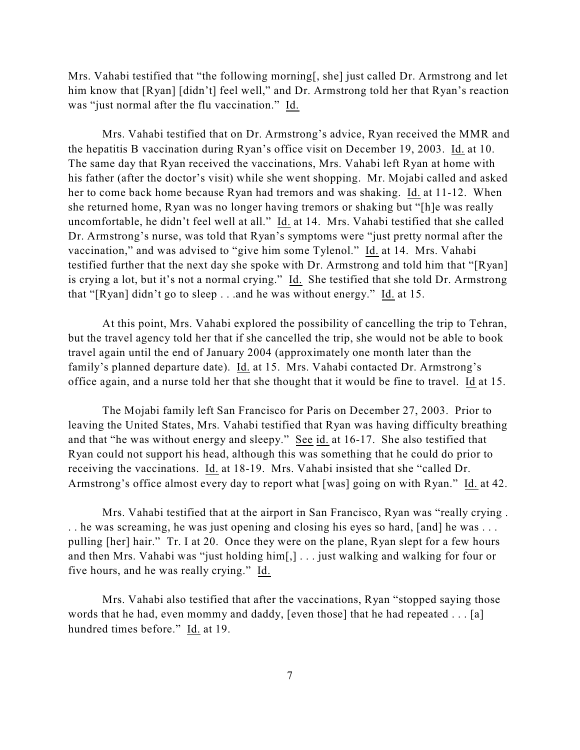Mrs. Vahabi testified that "the following morning[, she] just called Dr. Armstrong and let him know that [Ryan] [didn't] feel well," and Dr. Armstrong told her that Ryan's reaction was "just normal after the flu vaccination." Id.

Mrs. Vahabi testified that on Dr. Armstrong's advice, Ryan received the MMR and the hepatitis B vaccination during Ryan's office visit on December 19, 2003. Id. at 10. The same day that Ryan received the vaccinations, Mrs. Vahabi left Ryan at home with his father (after the doctor's visit) while she went shopping. Mr. Mojabi called and asked her to come back home because Ryan had tremors and was shaking. Id. at 11-12. When she returned home, Ryan was no longer having tremors or shaking but "[h]e was really uncomfortable, he didn't feel well at all." Id. at 14. Mrs. Vahabi testified that she called Dr. Armstrong's nurse, was told that Ryan's symptoms were "just pretty normal after the vaccination," and was advised to "give him some Tylenol." Id. at 14. Mrs. Vahabi testified further that the next day she spoke with Dr. Armstrong and told him that "[Ryan] is crying a lot, but it's not a normal crying." Id. She testified that she told Dr. Armstrong that "[Ryan] didn't go to sleep . . .and he was without energy." Id. at 15.

At this point, Mrs. Vahabi explored the possibility of cancelling the trip to Tehran, but the travel agency told her that if she cancelled the trip, she would not be able to book travel again until the end of January 2004 (approximately one month later than the family's planned departure date). Id. at 15. Mrs. Vahabi contacted Dr. Armstrong's office again, and a nurse told her that she thought that it would be fine to travel. Id at 15.

The Mojabi family left San Francisco for Paris on December 27, 2003. Prior to leaving the United States, Mrs. Vahabi testified that Ryan was having difficulty breathing and that "he was without energy and sleepy." See id. at 16-17. She also testified that Ryan could not support his head, although this was something that he could do prior to receiving the vaccinations. Id. at 18-19. Mrs. Vahabi insisted that she "called Dr. Armstrong's office almost every day to report what [was] going on with Ryan." Id. at 42.

Mrs. Vahabi testified that at the airport in San Francisco, Ryan was "really crying . . . he was screaming, he was just opening and closing his eyes so hard, [and] he was . . . pulling [her] hair." Tr. I at 20. Once they were on the plane, Ryan slept for a few hours and then Mrs. Vahabi was "just holding him[,] . . . just walking and walking for four or five hours, and he was really crying." Id.

Mrs. Vahabi also testified that after the vaccinations, Ryan "stopped saying those words that he had, even mommy and daddy, [even those] that he had repeated . . . [a] hundred times before." Id. at 19.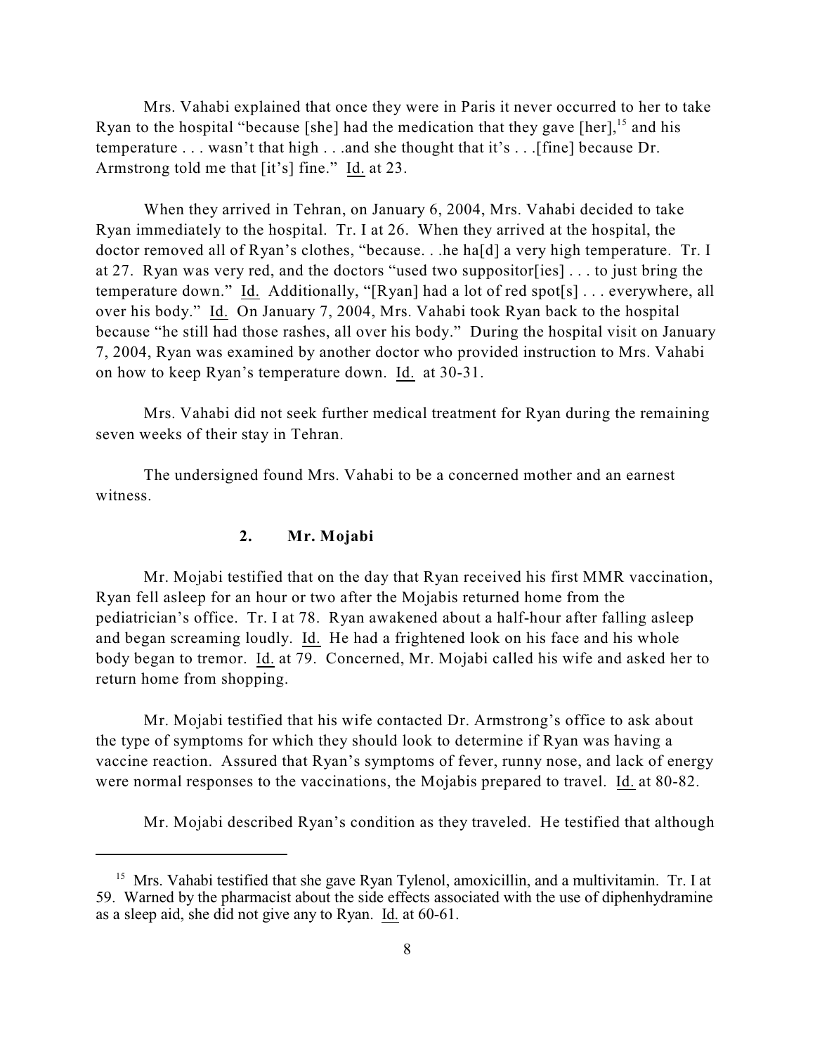Mrs. Vahabi explained that once they were in Paris it never occurred to her to take Ryan to the hospital "because [she] had the medication that they gave [her],[15] and his temperature . . . wasn't that high . . .and she thought that it's . . .[fine] because Dr. Armstrong told me that [it's] fine." Id. at 23.

When they arrived in Tehran, on January 6, 2004, Mrs. Vahabi decided to take Ryan immediately to the hospital. Tr. I at 26. When they arrived at the hospital, the doctor removed all of Ryan's clothes, "because. . .he ha[d] a very high temperature. Tr. I at 27. Ryan was very red, and the doctors "used two suppositor[ies] . . . to just bring the temperature down." Id. Additionally, "[Ryan] had a lot of red spot[s] . . . everywhere, all over his body." Id. On January 7, 2004, Mrs. Vahabi took Ryan back to the hospital because "he still had those rashes, all over his body." During the hospital visit on January 7, 2004, Ryan was examined by another doctor who provided instruction to Mrs. Vahabi on how to keep Ryan's temperature down. Id. at 30-31.

Mrs. Vahabi did not seek further medical treatment for Ryan during the remaining seven weeks of their stay in Tehran.

The undersigned found Mrs. Vahabi to be a concerned mother and an earnest witness.

### 2. Mr. Mojabi

Mr. Mojabi testified that on the day that Ryan received his first MMR vaccination, Ryan fell asleep for an hour or two after the Mojabis returned home from the pediatrician's office. Tr. I at 78. Ryan awakened about a half-hour after falling asleep and began screaming loudly. Id. He had a frightened look on his face and his whole body began to tremor. Id. at 79. Concerned, Mr. Mojabi called his wife and asked her to return home from shopping.

Mr. Mojabi testified that his wife contacted Dr. Armstrong's office to ask about the type of symptoms for which they should look to determine if Ryan was having a vaccine reaction. Assured that Ryan's symptoms of fever, runny nose, and lack of energy were normal responses to the vaccinations, the Mojabis prepared to travel. Id. at 80-82.

Mr. Mojabi described Ryan's condition as they traveled. He testified that although

---

[15] Mrs. Vahabi testified that she gave Ryan Tylenol, amoxicillin, and a multivitamin. Tr. I at 59. Warned by the pharmacist about the side effects associated with the use of diphenhydramine as a sleep aid, she did not give any to Ryan. Id. at 60-61.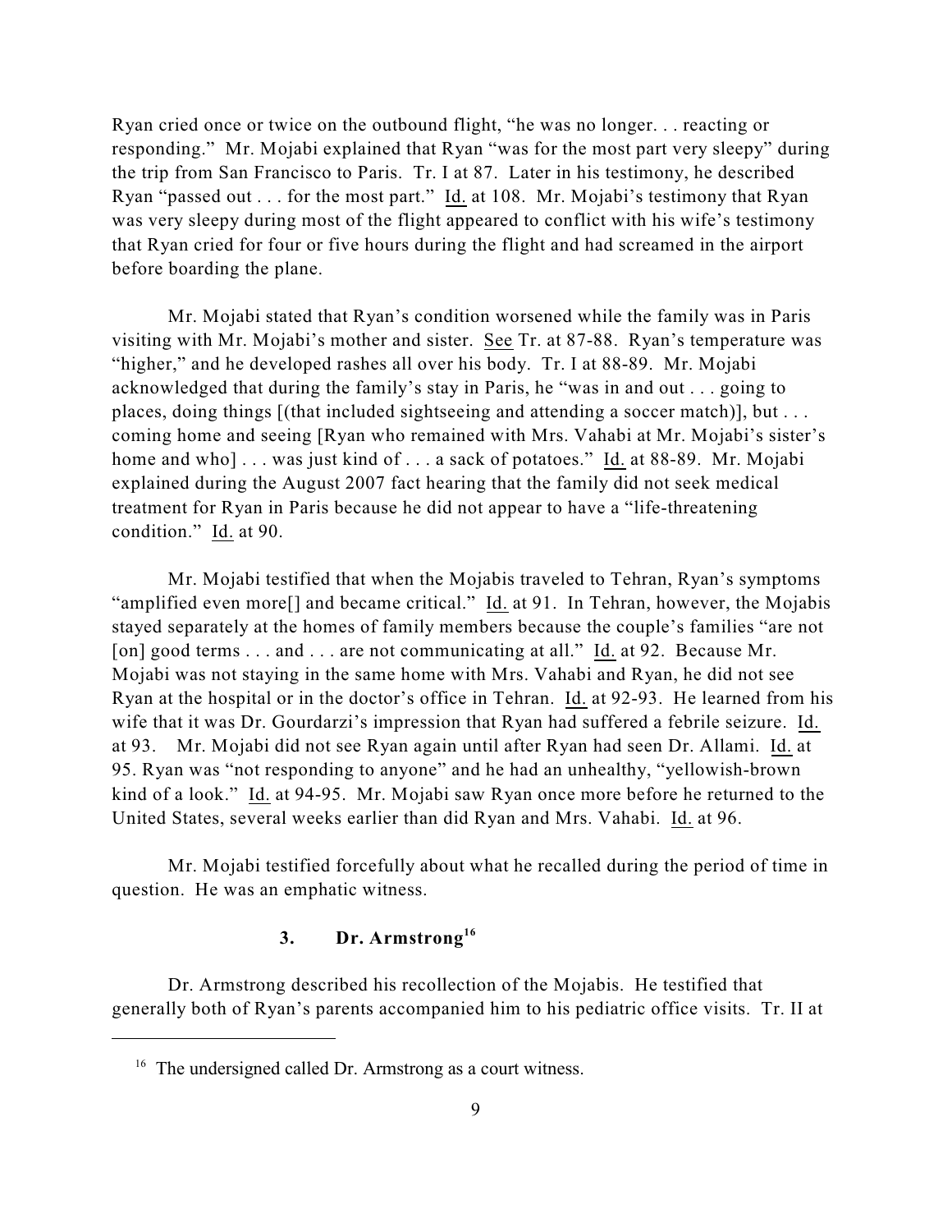Ryan cried once or twice on the outbound flight, "he was no longer. . . reacting or responding." Mr. Mojabi explained that Ryan "was for the most part very sleepy" during the trip from San Francisco to Paris. Tr. I at 87. Later in his testimony, he described Ryan "passed out . . . for the most part." Id. at 108. Mr. Mojabi's testimony that Ryan was very sleepy during most of the flight appeared to conflict with his wife's testimony that Ryan cried for four or five hours during the flight and had screamed in the airport before boarding the plane.

Mr. Mojabi stated that Ryan's condition worsened while the family was in Paris visiting with Mr. Mojabi's mother and sister. See Tr. at 87-88. Ryan's temperature was "higher," and he developed rashes all over his body. Tr. I at 88-89. Mr. Mojabi acknowledged that during the family's stay in Paris, he "was in and out . . . going to places, doing things [(that included sightseeing and attending a soccer match)], but . . . coming home and seeing [Ryan who remained with Mrs. Vahabi at Mr. Mojabi's sister's home and who] . . . was just kind of . . . a sack of potatoes." Id. at 88-89. Mr. Mojabi explained during the August 2007 fact hearing that the family did not seek medical treatment for Ryan in Paris because he did not appear to have a "life-threatening condition." Id. at 90.

Mr. Mojabi testified that when the Mojabis traveled to Tehran, Ryan's symptoms "amplified even more[] and became critical." Id. at 91. In Tehran, however, the Mojabis stayed separately at the homes of family members because the couple's families "are not [on] good terms . . . and . . . are not communicating at all." Id. at 92. Because Mr. Mojabi was not staying in the same home with Mrs. Vahabi and Ryan, he did not see Ryan at the hospital or in the doctor's office in Tehran. Id. at 92-93. He learned from his wife that it was Dr. Gourdarzi's impression that Ryan had suffered a febrile seizure. Id. at 93. Mr. Mojabi did not see Ryan again until after Ryan had seen Dr. Allami. Id. at 95. Ryan was "not responding to anyone" and he had an unhealthy, "yellowish-brown kind of a look." Id. at 94-95. Mr. Mojabi saw Ryan once more before he returned to the United States, several weeks earlier than did Ryan and Mrs. Vahabi. Id. at 96.

Mr. Mojabi testified forcefully about what he recalled during the period of time in question. He was an emphatic witness.

### 3. Dr. Armstrong[16]

Dr. Armstrong described his recollection of the Mojabis. He testified that generally both of Ryan's parents accompanied him to his pediatric office visits. Tr. II at

---

[16] The undersigned called Dr. Armstrong as a court witness.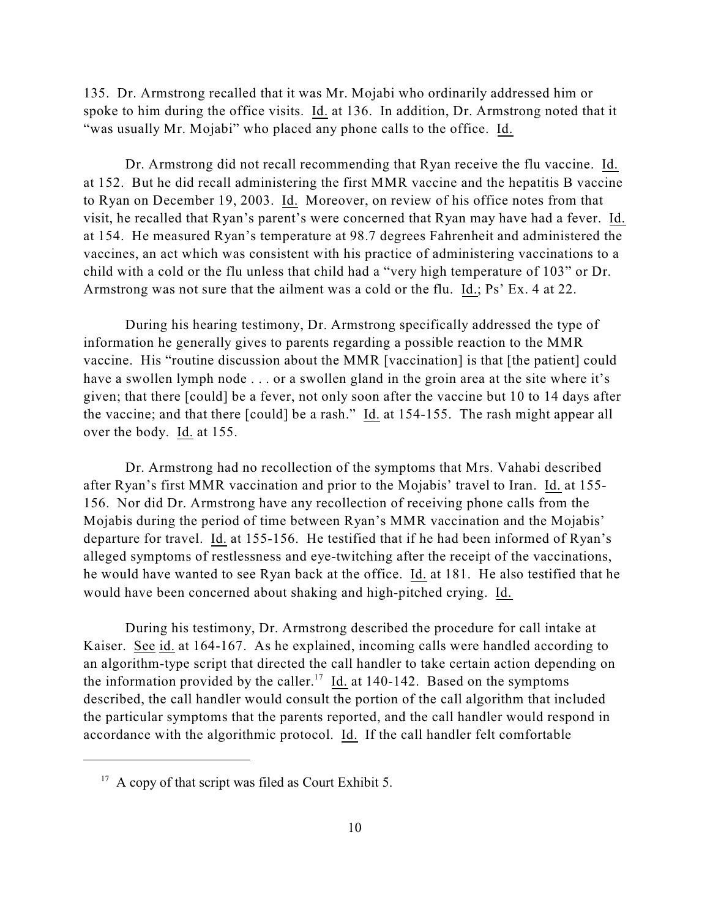135. Dr. Armstrong recalled that it was Mr. Mojabi who ordinarily addressed him or spoke to him during the office visits. Id. at 136. In addition, Dr. Armstrong noted that it "was usually Mr. Mojabi" who placed any phone calls to the office. Id.

Dr. Armstrong did not recall recommending that Ryan receive the flu vaccine. Id. at 152. But he did recall administering the first MMR vaccine and the hepatitis B vaccine to Ryan on December 19, 2003. Id. Moreover, on review of his office notes from that visit, he recalled that Ryan's parent's were concerned that Ryan may have had a fever. Id. at 154. He measured Ryan's temperature at 98.7 degrees Fahrenheit and administered the vaccines, an act which was consistent with his practice of administering vaccinations to a child with a cold or the flu unless that child had a "very high temperature of 103" or Dr. Armstrong was not sure that the ailment was a cold or the flu. Id.; Ps' Ex. 4 at 22.

During his hearing testimony, Dr. Armstrong specifically addressed the type of information he generally gives to parents regarding a possible reaction to the MMR vaccine. His "routine discussion about the MMR [vaccination] is that [the patient] could have a swollen lymph node . . . or a swollen gland in the groin area at the site where it's given; that there [could] be a fever, not only soon after the vaccine but 10 to 14 days after the vaccine; and that there [could] be a rash." Id. at 154-155. The rash might appear all over the body. Id. at 155.

Dr. Armstrong had no recollection of the symptoms that Mrs. Vahabi described after Ryan's first MMR vaccination and prior to the Mojabis' travel to Iran. Id. at 155-156. Nor did Dr. Armstrong have any recollection of receiving phone calls from the Mojabis during the period of time between Ryan's MMR vaccination and the Mojabis' departure for travel. Id. at 155-156. He testified that if he had been informed of Ryan's alleged symptoms of restlessness and eye-twitching after the receipt of the vaccinations, he would have wanted to see Ryan back at the office. Id. at 181. He also testified that he would have been concerned about shaking and high-pitched crying. Id.

During his testimony, Dr. Armstrong described the procedure for call intake at Kaiser. See id. at 164-167. As he explained, incoming calls were handled according to an algorithm-type script that directed the call handler to take certain action depending on the information provided by the caller.[17] Id. at 140-142. Based on the symptoms described, the call handler would consult the portion of the call algorithm that included the particular symptoms that the parents reported, and the call handler would respond in accordance with the algorithmic protocol. Id. If the call handler felt comfortable

[17] A copy of that script was filed as Court Exhibit 5.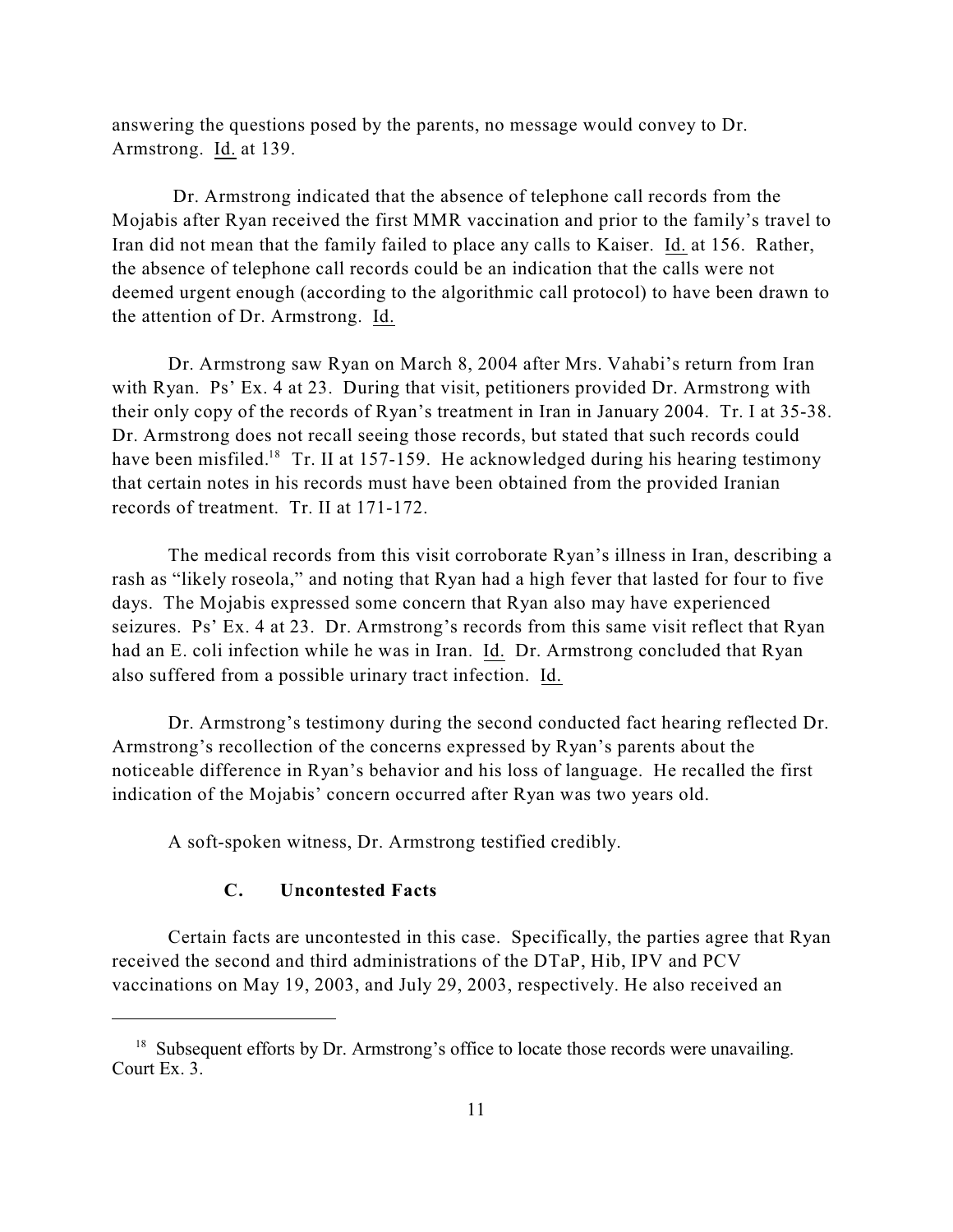answering the questions posed by the parents, no message would convey to Dr. Armstrong. Id. at 139.

Dr. Armstrong indicated that the absence of telephone call records from the Mojabis after Ryan received the first MMR vaccination and prior to the family's travel to Iran did not mean that the family failed to place any calls to Kaiser. Id. at 156. Rather, the absence of telephone call records could be an indication that the calls were not deemed urgent enough (according to the algorithmic call protocol) to have been drawn to the attention of Dr. Armstrong. Id.

Dr. Armstrong saw Ryan on March 8, 2004 after Mrs. Vahabi's return from Iran with Ryan. Ps' Ex. 4 at 23. During that visit, petitioners provided Dr. Armstrong with their only copy of the records of Ryan's treatment in Iran in January 2004. Tr. I at 35-38. Dr. Armstrong does not recall seeing those records, but stated that such records could have been misfiled.[18] Tr. II at 157-159. He acknowledged during his hearing testimony that certain notes in his records must have been obtained from the provided Iranian records of treatment. Tr. II at 171-172.

The medical records from this visit corroborate Ryan's illness in Iran, describing a rash as "likely roseola," and noting that Ryan had a high fever that lasted for four to five days. The Mojabis expressed some concern that Ryan also may have experienced seizures. Ps' Ex. 4 at 23. Dr. Armstrong's records from this same visit reflect that Ryan had an E. coli infection while he was in Iran. Id. Dr. Armstrong concluded that Ryan also suffered from a possible urinary tract infection. Id.

Dr. Armstrong's testimony during the second conducted fact hearing reflected Dr. Armstrong's recollection of the concerns expressed by Ryan's parents about the noticeable difference in Ryan's behavior and his loss of language. He recalled the first indication of the Mojabis' concern occurred after Ryan was two years old.

A soft-spoken witness, Dr. Armstrong testified credibly.

### C. Uncontested Facts

Certain facts are uncontested in this case. Specifically, the parties agree that Ryan received the second and third administrations of the DTaP, Hib, IPV and PCV vaccinations on May 19, 2003, and July 29, 2003, respectively. He also received an

---

[18] Subsequent efforts by Dr. Armstrong's office to locate those records were unavailing. Court Ex. 3.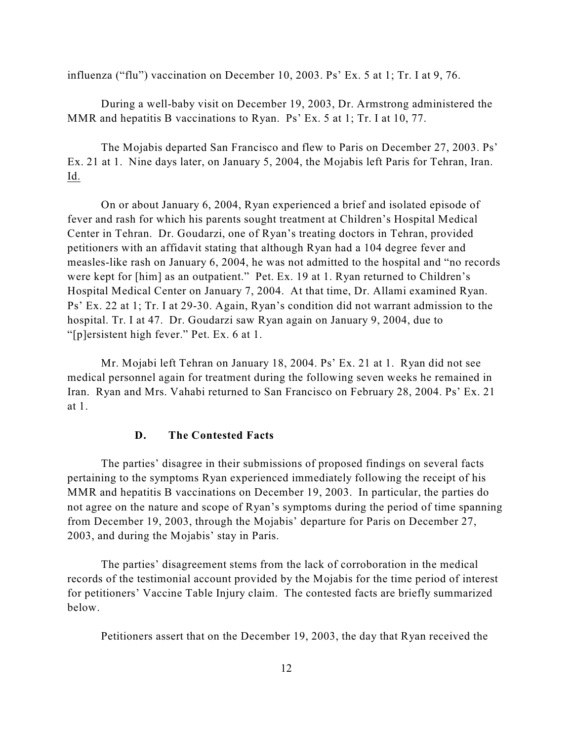influenza ("flu") vaccination on December 10, 2003. Ps' Ex. 5 at 1; Tr. I at 9, 76.

During a well-baby visit on December 19, 2003, Dr. Armstrong administered the MMR and hepatitis B vaccinations to Ryan. Ps' Ex. 5 at 1; Tr. I at 10, 77.

The Mojabis departed San Francisco and flew to Paris on December 27, 2003. Ps' Ex. 21 at 1. Nine days later, on January 5, 2004, the Mojabis left Paris for Tehran, Iran. Id.

On or about January 6, 2004, Ryan experienced a brief and isolated episode of fever and rash for which his parents sought treatment at Children's Hospital Medical Center in Tehran. Dr. Goudarzi, one of Ryan's treating doctors in Tehran, provided petitioners with an affidavit stating that although Ryan had a 104 degree fever and measles-like rash on January 6, 2004, he was not admitted to the hospital and "no records were kept for [him] as an outpatient." Pet. Ex. 19 at 1. Ryan returned to Children's Hospital Medical Center on January 7, 2004. At that time, Dr. Allami examined Ryan. Ps' Ex. 22 at 1; Tr. I at 29-30. Again, Ryan's condition did not warrant admission to the hospital. Tr. I at 47. Dr. Goudarzi saw Ryan again on January 9, 2004, due to "[p]ersistent high fever." Pet. Ex. 6 at 1.

Mr. Mojabi left Tehran on January 18, 2004. Ps' Ex. 21 at 1. Ryan did not see medical personnel again for treatment during the following seven weeks he remained in Iran. Ryan and Mrs. Vahabi returned to San Francisco on February 28, 2004. Ps' Ex. 21 at 1.

### D. The Contested Facts

The parties' disagree in their submissions of proposed findings on several facts pertaining to the symptoms Ryan experienced immediately following the receipt of his MMR and hepatitis B vaccinations on December 19, 2003. In particular, the parties do not agree on the nature and scope of Ryan's symptoms during the period of time spanning from December 19, 2003, through the Mojabis' departure for Paris on December 27, 2003, and during the Mojabis' stay in Paris.

The parties' disagreement stems from the lack of corroboration in the medical records of the testimonial account provided by the Mojabis for the time period of interest for petitioners' Vaccine Table Injury claim. The contested facts are briefly summarized below.

Petitioners assert that on the December 19, 2003, the day that Ryan received the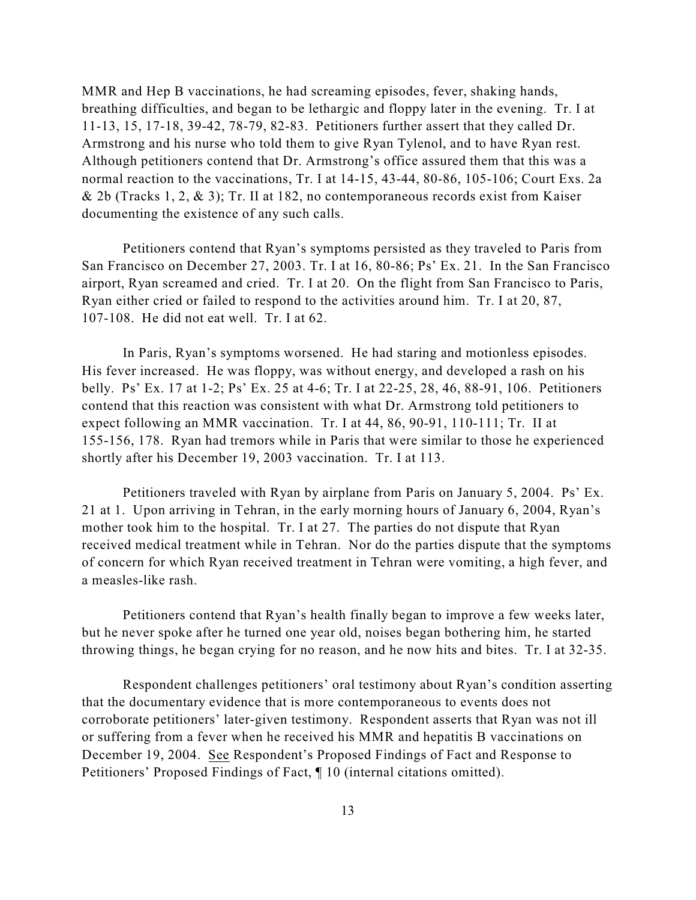MMR and Hep B vaccinations, he had screaming episodes, fever, shaking hands, breathing difficulties, and began to be lethargic and floppy later in the evening. Tr. I at 11-13, 15, 17-18, 39-42, 78-79, 82-83. Petitioners further assert that they called Dr. Armstrong and his nurse who told them to give Ryan Tylenol, and to have Ryan rest. Although petitioners contend that Dr. Armstrong's office assured them that this was a normal reaction to the vaccinations, Tr. I at 14-15, 43-44, 80-86, 105-106; Court Exs. 2a & 2b (Tracks 1, 2, & 3); Tr. II at 182, no contemporaneous records exist from Kaiser documenting the existence of any such calls.

Petitioners contend that Ryan's symptoms persisted as they traveled to Paris from San Francisco on December 27, 2003. Tr. I at 16, 80-86; Ps' Ex. 21. In the San Francisco airport, Ryan screamed and cried. Tr. I at 20. On the flight from San Francisco to Paris, Ryan either cried or failed to respond to the activities around him. Tr. I at 20, 87, 107-108. He did not eat well. Tr. I at 62.

In Paris, Ryan's symptoms worsened. He had staring and motionless episodes. His fever increased. He was floppy, was without energy, and developed a rash on his belly. Ps' Ex. 17 at 1-2; Ps' Ex. 25 at 4-6; Tr. I at 22-25, 28, 46, 88-91, 106. Petitioners contend that this reaction was consistent with what Dr. Armstrong told petitioners to expect following an MMR vaccination. Tr. I at 44, 86, 90-91, 110-111; Tr. II at 155-156, 178. Ryan had tremors while in Paris that were similar to those he experienced shortly after his December 19, 2003 vaccination. Tr. I at 113.

Petitioners traveled with Ryan by airplane from Paris on January 5, 2004. Ps' Ex. 21 at 1. Upon arriving in Tehran, in the early morning hours of January 6, 2004, Ryan's mother took him to the hospital. Tr. I at 27. The parties do not dispute that Ryan received medical treatment while in Tehran. Nor do the parties dispute that the symptoms of concern for which Ryan received treatment in Tehran were vomiting, a high fever, and a measles-like rash.

Petitioners contend that Ryan's health finally began to improve a few weeks later, but he never spoke after he turned one year old, noises began bothering him, he started throwing things, he began crying for no reason, and he now hits and bites. Tr. I at 32-35.

Respondent challenges petitioners' oral testimony about Ryan's condition asserting that the documentary evidence that is more contemporaneous to events does not corroborate petitioners' later-given testimony. Respondent asserts that Ryan was not ill or suffering from a fever when he received his MMR and hepatitis B vaccinations on December 19, 2004. See Respondent's Proposed Findings of Fact and Response to Petitioners' Proposed Findings of Fact, ¶ 10 (internal citations omitted).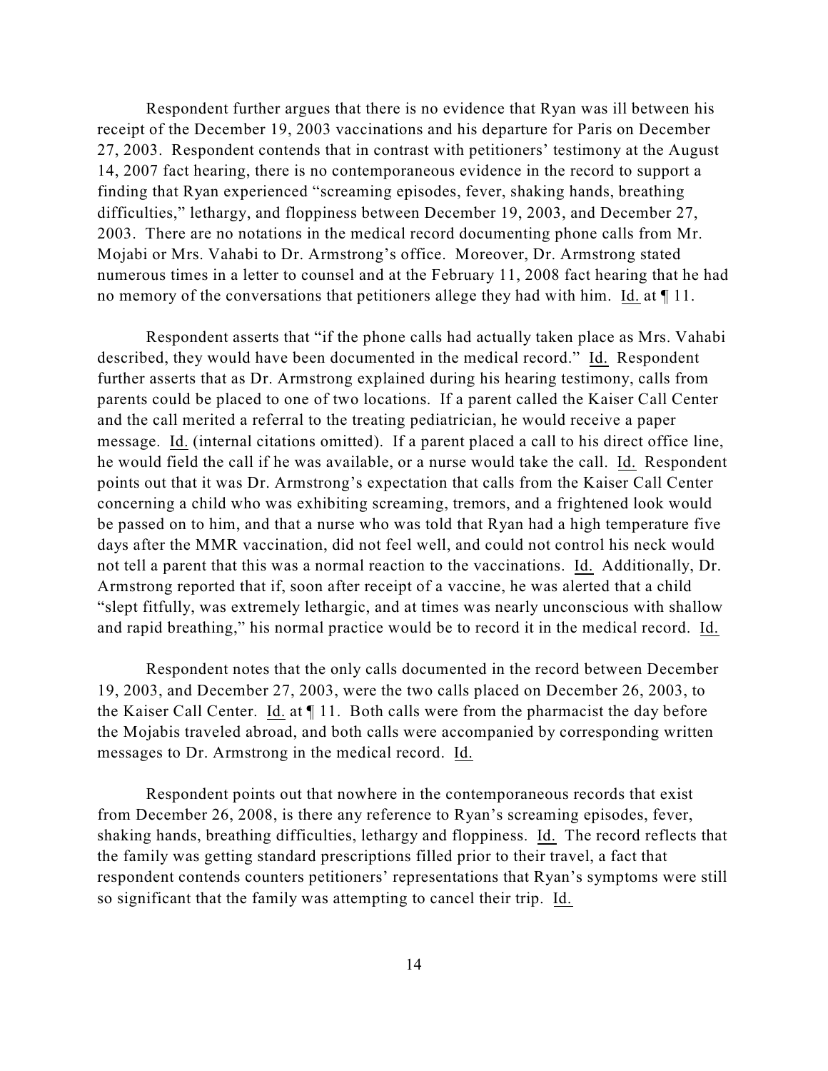Respondent further argues that there is no evidence that Ryan was ill between his receipt of the December 19, 2003 vaccinations and his departure for Paris on December 27, 2003. Respondent contends that in contrast with petitioners' testimony at the August 14, 2007 fact hearing, there is no contemporaneous evidence in the record to support a finding that Ryan experienced "screaming episodes, fever, shaking hands, breathing difficulties," lethargy, and floppiness between December 19, 2003, and December 27, 2003. There are no notations in the medical record documenting phone calls from Mr. Mojabi or Mrs. Vahabi to Dr. Armstrong's office. Moreover, Dr. Armstrong stated numerous times in a letter to counsel and at the February 11, 2008 fact hearing that he had no memory of the conversations that petitioners allege they had with him. Id. at ¶ 11.

Respondent asserts that "if the phone calls had actually taken place as Mrs. Vahabi described, they would have been documented in the medical record." Id. Respondent further asserts that as Dr. Armstrong explained during his hearing testimony, calls from parents could be placed to one of two locations. If a parent called the Kaiser Call Center and the call merited a referral to the treating pediatrician, he would receive a paper message. Id. (internal citations omitted). If a parent placed a call to his direct office line, he would field the call if he was available, or a nurse would take the call. Id. Respondent points out that it was Dr. Armstrong's expectation that calls from the Kaiser Call Center concerning a child who was exhibiting screaming, tremors, and a frightened look would be passed on to him, and that a nurse who was told that Ryan had a high temperature five days after the MMR vaccination, did not feel well, and could not control his neck would not tell a parent that this was a normal reaction to the vaccinations. Id. Additionally, Dr. Armstrong reported that if, soon after receipt of a vaccine, he was alerted that a child "slept fitfully, was extremely lethargic, and at times was nearly unconscious with shallow and rapid breathing," his normal practice would be to record it in the medical record. Id.

Respondent notes that the only calls documented in the record between December 19, 2003, and December 27, 2003, were the two calls placed on December 26, 2003, to the Kaiser Call Center. Id. at ¶ 11. Both calls were from the pharmacist the day before the Mojabis traveled abroad, and both calls were accompanied by corresponding written messages to Dr. Armstrong in the medical record. Id.

Respondent points out that nowhere in the contemporaneous records that exist from December 26, 2008, is there any reference to Ryan's screaming episodes, fever, shaking hands, breathing difficulties, lethargy and floppiness. Id. The record reflects that the family was getting standard prescriptions filled prior to their travel, a fact that respondent contends counters petitioners' representations that Ryan's symptoms were still so significant that the family was attempting to cancel their trip. Id.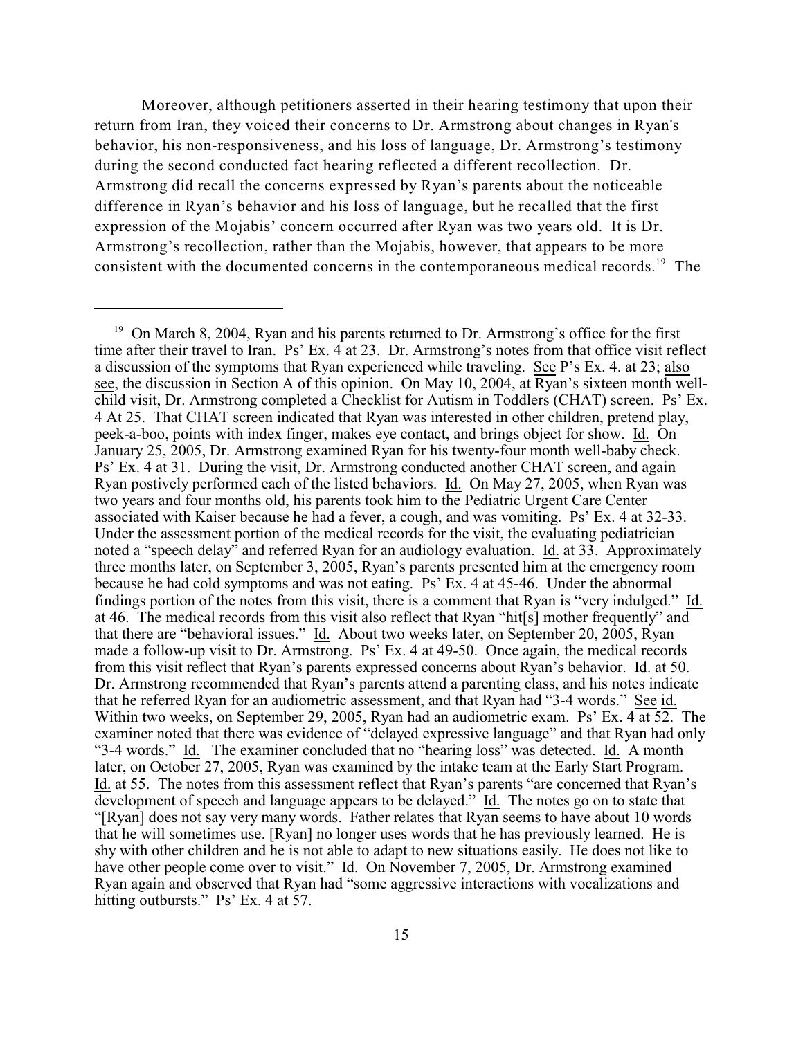Moreover, although petitioners asserted in their hearing testimony that upon their return from Iran, they voiced their concerns to Dr. Armstrong about changes in Ryan's behavior, his non-responsiveness, and his loss of language, Dr. Armstrong's testimony during the second conducted fact hearing reflected a different recollection. Dr. Armstrong did recall the concerns expressed by Ryan's parents about the noticeable difference in Ryan's behavior and his loss of language, but he recalled that the first expression of the Mojabis' concern occurred after Ryan was two years old. It is Dr. Armstrong's recollection, rather than the Mojabis, however, that appears to be more consistent with the documented concerns in the contemporaneous medical records.[19] The

---

[19] On March 8, 2004, Ryan and his parents returned to Dr. Armstrong's office for the first time after their travel to Iran. Ps' Ex. 4 at 23. Dr. Armstrong's notes from that office visit reflect a discussion of the symptoms that Ryan experienced while traveling. See P's Ex. 4. at 23; also see, the discussion in Section A of this opinion. On May 10, 2004, at Ryan's sixteen month well-child visit, Dr. Armstrong completed a Checklist for Autism in Toddlers (CHAT) screen. Ps' Ex. 4 At 25. That CHAT screen indicated that Ryan was interested in other children, pretend play, peek-a-boo, points with index finger, makes eye contact, and brings object for show. Id. On January 25, 2005, Dr. Armstrong examined Ryan for his twenty-four month well-baby check. Ps' Ex. 4 at 31. During the visit, Dr. Armstrong conducted another CHAT screen, and again Ryan postively performed each of the listed behaviors. Id. On May 27, 2005, when Ryan was two years and four months old, his parents took him to the Pediatric Urgent Care Center associated with Kaiser because he had a fever, a cough, and was vomiting. Ps' Ex. 4 at 32-33. Under the assessment portion of the medical records for the visit, the evaluating pediatrician noted a "speech delay" and referred Ryan for an audiology evaluation. Id. at 33. Approximately three months later, on September 3, 2005, Ryan's parents presented him at the emergency room because he had cold symptoms and was not eating. Ps' Ex. 4 at 45-46. Under the abnormal findings portion of the notes from this visit, there is a comment that Ryan is "very indulged." Id. at 46. The medical records from this visit also reflect that Ryan "hit[s] mother frequently" and that there are "behavioral issues." Id. About two weeks later, on September 20, 2005, Ryan made a follow-up visit to Dr. Armstrong. Ps' Ex. 4 at 49-50. Once again, the medical records from this visit reflect that Ryan's parents expressed concerns about Ryan's behavior. Id. at 50. Dr. Armstrong recommended that Ryan's parents attend a parenting class, and his notes indicate that he referred Ryan for an audiometric assessment, and that Ryan had "3-4 words." See id. Within two weeks, on September 29, 2005, Ryan had an audiometric exam. Ps' Ex. 4 at 52. The examiner noted that there was evidence of "delayed expressive language" and that Ryan had only "3-4 words." Id. The examiner concluded that no "hearing loss" was detected. Id. A month later, on October 27, 2005, Ryan was examined by the intake team at the Early Start Program. Id. at 55. The notes from this assessment reflect that Ryan's parents "are concerned that Ryan's development of speech and language appears to be delayed." Id. The notes go on to state that "[Ryan] does not say very many words. Father relates that Ryan seems to have about 10 words that he will sometimes use. [Ryan] no longer uses words that he has previously learned. He is shy with other children and he is not able to adapt to new situations easily. He does not like to have other people come over to visit." Id. On November 7, 2005, Dr. Armstrong examined Ryan again and observed that Ryan had "some aggressive interactions with vocalizations and hitting outbursts." Ps' Ex. 4 at 57.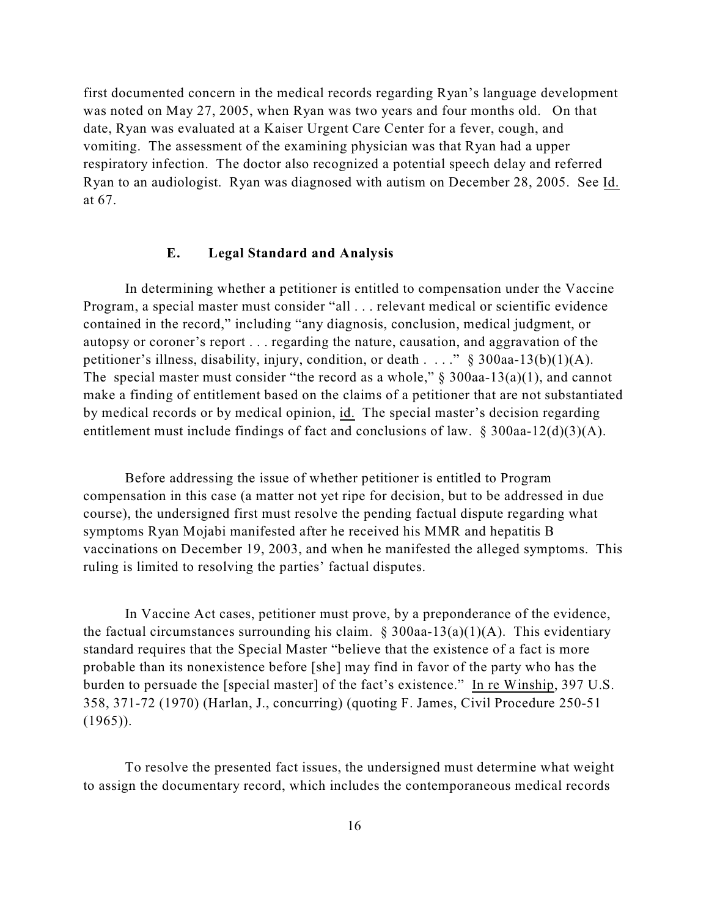first documented concern in the medical records regarding Ryan's language development was noted on May 27, 2005, when Ryan was two years and four months old. On that date, Ryan was evaluated at a Kaiser Urgent Care Center for a fever, cough, and vomiting. The assessment of the examining physician was that Ryan had a upper respiratory infection. The doctor also recognized a potential speech delay and referred Ryan to an audiologist. Ryan was diagnosed with autism on December 28, 2005. See Id. at 67.

### E. Legal Standard and Analysis

In determining whether a petitioner is entitled to compensation under the Vaccine Program, a special master must consider "all . . . relevant medical or scientific evidence contained in the record," including "any diagnosis, conclusion, medical judgment, or autopsy or coroner's report . . . regarding the nature, causation, and aggravation of the petitioner's illness, disability, injury, condition, or death . . . ." § 300aa-13(b)(1)(A). The special master must consider "the record as a whole," § 300aa-13(a)(1), and cannot make a finding of entitlement based on the claims of a petitioner that are not substantiated by medical records or by medical opinion, id. The special master's decision regarding entitlement must include findings of fact and conclusions of law. § 300aa-12(d)(3)(A).

Before addressing the issue of whether petitioner is entitled to Program compensation in this case (a matter not yet ripe for decision, but to be addressed in due course), the undersigned first must resolve the pending factual dispute regarding what symptoms Ryan Mojabi manifested after he received his MMR and hepatitis B vaccinations on December 19, 2003, and when he manifested the alleged symptoms. This ruling is limited to resolving the parties' factual disputes.

In Vaccine Act cases, petitioner must prove, by a preponderance of the evidence, the factual circumstances surrounding his claim. § 300aa-13(a)(1)(A). This evidentiary standard requires that the Special Master "believe that the existence of a fact is more probable than its nonexistence before [she] may find in favor of the party who has the burden to persuade the [special master] of the fact's existence." In re Winship, 397 U.S. 358, 371-72 (1970) (Harlan, J., concurring) (quoting F. James, Civil Procedure 250-51 (1965)).

To resolve the presented fact issues, the undersigned must determine what weight to assign the documentary record, which includes the contemporaneous medical records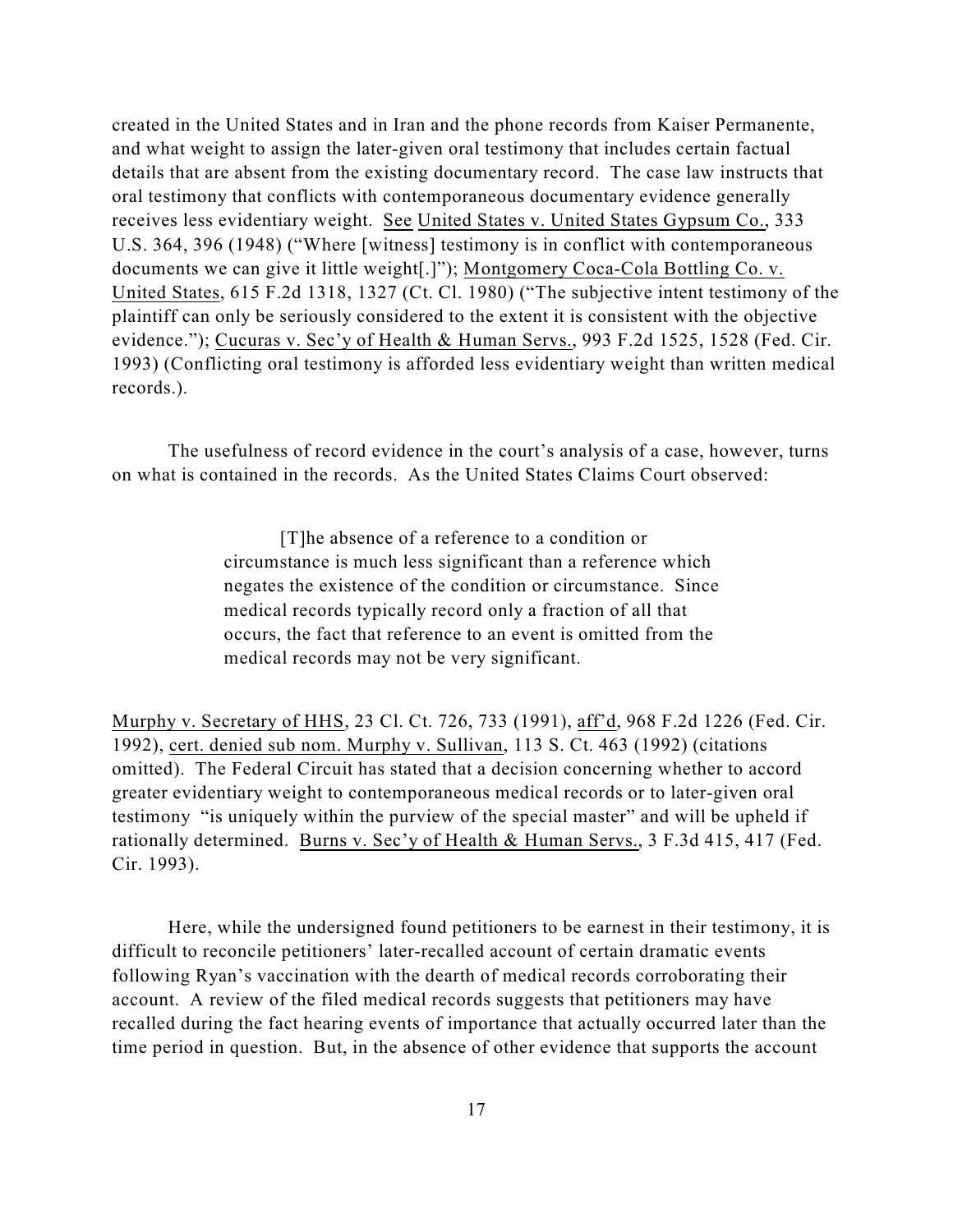created in the United States and in Iran and the phone records from Kaiser Permanente, and what weight to assign the later-given oral testimony that includes certain factual details that are absent from the existing documentary record. The case law instructs that oral testimony that conflicts with contemporaneous documentary evidence generally receives less evidentiary weight. See United States v. United States Gypsum Co., 333 U.S. 364, 396 (1948) ("Where [witness] testimony is in conflict with contemporaneous documents we can give it little weight[.]"); Montgomery Coca-Cola Bottling Co. v. United States, 615 F.2d 1318, 1327 (Ct. Cl. 1980) ("The subjective intent testimony of the plaintiff can only be seriously considered to the extent it is consistent with the objective evidence."); Cucuras v. Sec'y of Health & Human Servs., 993 F.2d 1525, 1528 (Fed. Cir. 1993) (Conflicting oral testimony is afforded less evidentiary weight than written medical records.).

The usefulness of record evidence in the court's analysis of a case, however, turns on what is contained in the records. As the United States Claims Court observed:

> [T]he absence of a reference to a condition or circumstance is much less significant than a reference which negates the existence of the condition or circumstance. Since medical records typically record only a fraction of all that occurs, the fact that reference to an event is omitted from the medical records may not be very significant.

Murphy v. Secretary of HHS, 23 Cl. Ct. 726, 733 (1991), aff'd, 968 F.2d 1226 (Fed. Cir. 1992), cert. denied sub nom. Murphy v. Sullivan, 113 S. Ct. 463 (1992) (citations omitted). The Federal Circuit has stated that a decision concerning whether to accord greater evidentiary weight to contemporaneous medical records or to later-given oral testimony "is uniquely within the purview of the special master" and will be upheld if rationally determined. Burns v. Sec'y of Health & Human Servs., 3 F.3d 415, 417 (Fed. Cir. 1993).

Here, while the undersigned found petitioners to be earnest in their testimony, it is difficult to reconcile petitioners' later-recalled account of certain dramatic events following Ryan's vaccination with the dearth of medical records corroborating their account. A review of the filed medical records suggests that petitioners may have recalled during the fact hearing events of importance that actually occurred later than the time period in question. But, in the absence of other evidence that supports the account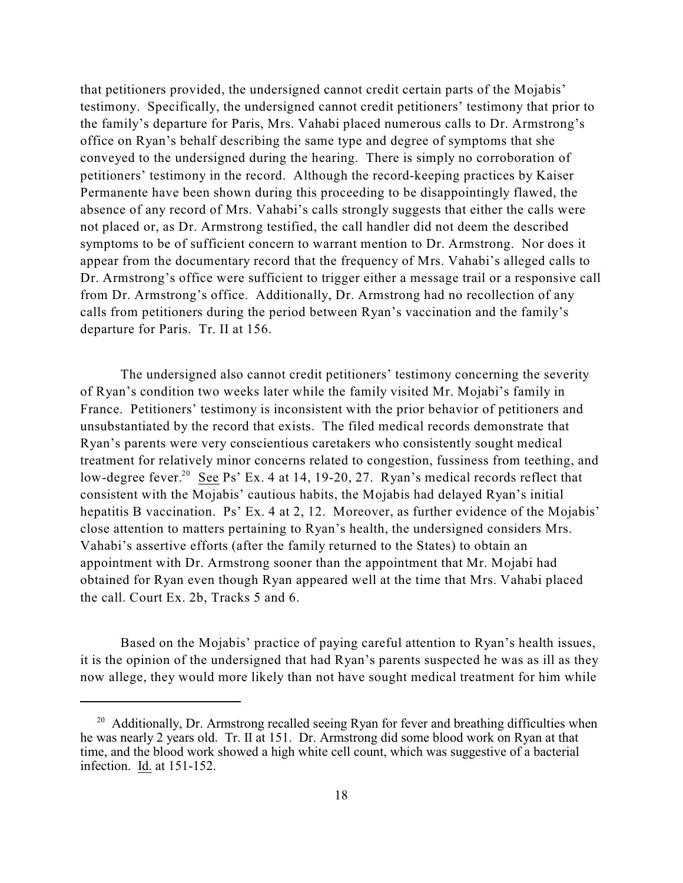that petitioners provided, the undersigned cannot credit certain parts of the Mojabis' testimony. Specifically, the undersigned cannot credit petitioners' testimony that prior to the family's departure for Paris, Mrs. Vahabi placed numerous calls to Dr. Armstrong's office on Ryan's behalf describing the same type and degree of symptoms that she conveyed to the undersigned during the hearing. There is simply no corroboration of petitioners' testimony in the record. Although the record-keeping practices by Kaiser Permanente have been shown during this proceeding to be disappointingly flawed, the absence of any record of Mrs. Vahabi's calls strongly suggests that either the calls were not placed or, as Dr. Armstrong testified, the call handler did not deem the described symptoms to be of sufficient concern to warrant mention to Dr. Armstrong. Nor does it appear from the documentary record that the frequency of Mrs. Vahabi's alleged calls to Dr. Armstrong's office were sufficient to trigger either a message trail or a responsive call from Dr. Armstrong's office. Additionally, Dr. Armstrong had no recollection of any calls from petitioners during the period between Ryan's vaccination and the family's departure for Paris. Tr. II at 156.

The undersigned also cannot credit petitioners' testimony concerning the severity of Ryan's condition two weeks later while the family visited Mr. Mojabi's family in France. Petitioners' testimony is inconsistent with the prior behavior of petitioners and unsubstantiated by the record that exists. The filed medical records demonstrate that Ryan's parents were very conscientious caretakers who consistently sought medical treatment for relatively minor concerns related to congestion, fussiness from teething, and low-degree fever.[20] See Ps' Ex. 4 at 14, 19-20, 27. Ryan's medical records reflect that consistent with the Mojabis' cautious habits, the Mojabis had delayed Ryan's initial hepatitis B vaccination. Ps' Ex. 4 at 2, 12. Moreover, as further evidence of the Mojabis' close attention to matters pertaining to Ryan's health, the undersigned considers Mrs. Vahabi's assertive efforts (after the family returned to the States) to obtain an appointment with Dr. Armstrong sooner than the appointment that Mr. Mojabi had obtained for Ryan even though Ryan appeared well at the time that Mrs. Vahabi placed the call. Court Ex. 2b, Tracks 5 and 6.

Based on the Mojabis' practice of paying careful attention to Ryan's health issues, it is the opinion of the undersigned that had Ryan's parents suspected he was as ill as they now allege, they would more likely than not have sought medical treatment for him while

[20] Additionally, Dr. Armstrong recalled seeing Ryan for fever and breathing difficulties when he was nearly 2 years old. Tr. II at 151. Dr. Armstrong did some blood work on Ryan at that time, and the blood work showed a high white cell count, which was suggestive of a bacterial infection. Id. at 151-152.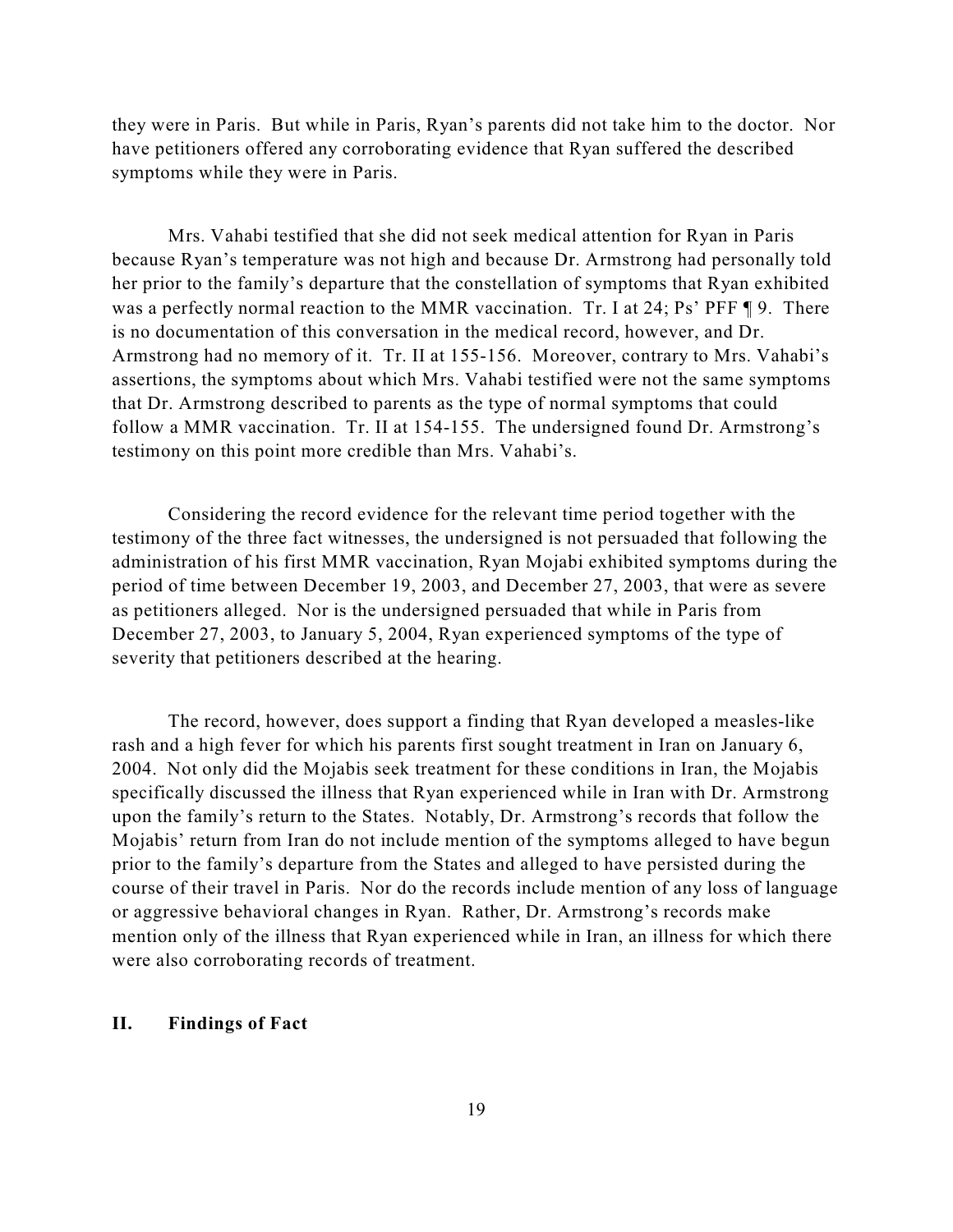they were in Paris. But while in Paris, Ryan's parents did not take him to the doctor. Nor have petitioners offered any corroborating evidence that Ryan suffered the described symptoms while they were in Paris.

Mrs. Vahabi testified that she did not seek medical attention for Ryan in Paris because Ryan's temperature was not high and because Dr. Armstrong had personally told her prior to the family's departure that the constellation of symptoms that Ryan exhibited was a perfectly normal reaction to the MMR vaccination. Tr. I at 24; Ps' PFF ¶ 9. There is no documentation of this conversation in the medical record, however, and Dr. Armstrong had no memory of it. Tr. II at 155-156. Moreover, contrary to Mrs. Vahabi's assertions, the symptoms about which Mrs. Vahabi testified were not the same symptoms that Dr. Armstrong described to parents as the type of normal symptoms that could follow a MMR vaccination. Tr. II at 154-155. The undersigned found Dr. Armstrong's testimony on this point more credible than Mrs. Vahabi's.

Considering the record evidence for the relevant time period together with the testimony of the three fact witnesses, the undersigned is not persuaded that following the administration of his first MMR vaccination, Ryan Mojabi exhibited symptoms during the period of time between December 19, 2003, and December 27, 2003, that were as severe as petitioners alleged. Nor is the undersigned persuaded that while in Paris from December 27, 2003, to January 5, 2004, Ryan experienced symptoms of the type of severity that petitioners described at the hearing.

The record, however, does support a finding that Ryan developed a measles-like rash and a high fever for which his parents first sought treatment in Iran on January 6, 2004. Not only did the Mojabis seek treatment for these conditions in Iran, the Mojabis specifically discussed the illness that Ryan experienced while in Iran with Dr. Armstrong upon the family's return to the States. Notably, Dr. Armstrong's records that follow the Mojabis' return from Iran do not include mention of the symptoms alleged to have begun prior to the family's departure from the States and alleged to have persisted during the course of their travel in Paris. Nor do the records include mention of any loss of language or aggressive behavioral changes in Ryan. Rather, Dr. Armstrong's records make mention only of the illness that Ryan experienced while in Iran, an illness for which there were also corroborating records of treatment.

## II. Findings of Fact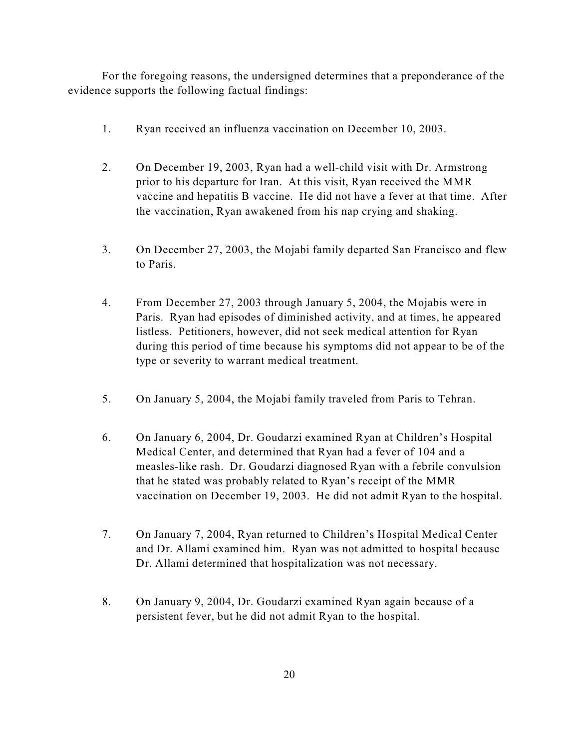For the foregoing reasons, the undersigned determines that a preponderance of the evidence supports the following factual findings:

1. Ryan received an influenza vaccination on December 10, 2003.

2. On December 19, 2003, Ryan had a well-child visit with Dr. Armstrong prior to his departure for Iran. At this visit, Ryan received the MMR vaccine and hepatitis B vaccine. He did not have a fever at that time. After the vaccination, Ryan awakened from his nap crying and shaking.

3. On December 27, 2003, the Mojabi family departed San Francisco and flew to Paris.

4. From December 27, 2003 through January 5, 2004, the Mojabis were in Paris. Ryan had episodes of diminished activity, and at times, he appeared listless. Petitioners, however, did not seek medical attention for Ryan during this period of time because his symptoms did not appear to be of the type or severity to warrant medical treatment.

5. On January 5, 2004, the Mojabi family traveled from Paris to Tehran.

6. On January 6, 2004, Dr. Goudarzi examined Ryan at Children's Hospital Medical Center, and determined that Ryan had a fever of 104 and a measles-like rash. Dr. Goudarzi diagnosed Ryan with a febrile convulsion that he stated was probably related to Ryan's receipt of the MMR vaccination on December 19, 2003. He did not admit Ryan to the hospital.

7. On January 7, 2004, Ryan returned to Children's Hospital Medical Center and Dr. Allami examined him. Ryan was not admitted to hospital because Dr. Allami determined that hospitalization was not necessary.

8. On January 9, 2004, Dr. Goudarzi examined Ryan again because of a persistent fever, but he did not admit Ryan to the hospital.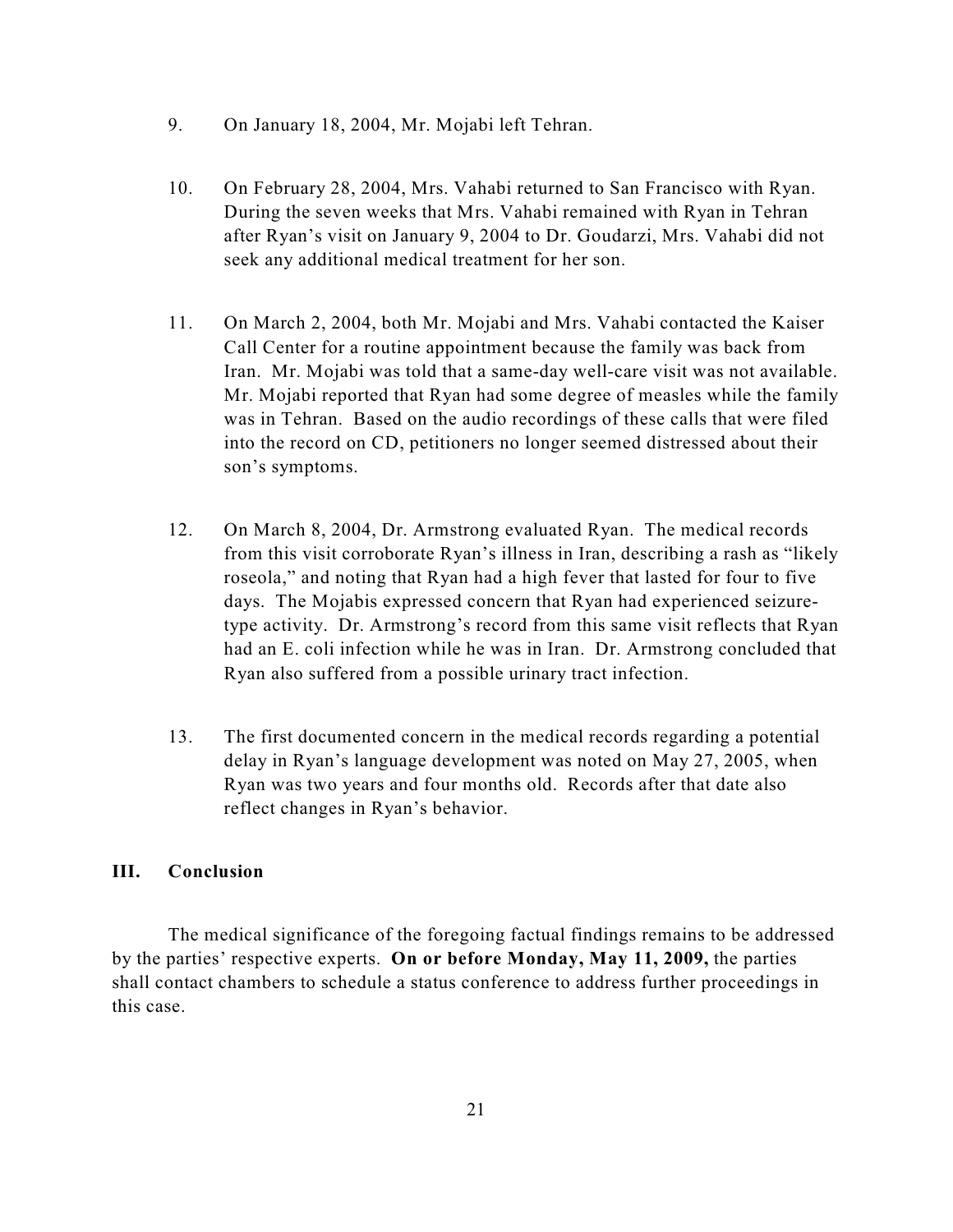9. On January 18, 2004, Mr. Mojabi left Tehran.

10. On February 28, 2004, Mrs. Vahabi returned to San Francisco with Ryan. During the seven weeks that Mrs. Vahabi remained with Ryan in Tehran after Ryan's visit on January 9, 2004 to Dr. Goudarzi, Mrs. Vahabi did not seek any additional medical treatment for her son.

11. On March 2, 2004, both Mr. Mojabi and Mrs. Vahabi contacted the Kaiser Call Center for a routine appointment because the family was back from Iran. Mr. Mojabi was told that a same-day well-care visit was not available. Mr. Mojabi reported that Ryan had some degree of measles while the family was in Tehran. Based on the audio recordings of these calls that were filed into the record on CD, petitioners no longer seemed distressed about their son's symptoms.

12. On March 8, 2004, Dr. Armstrong evaluated Ryan. The medical records from this visit corroborate Ryan's illness in Iran, describing a rash as "likely roseola," and noting that Ryan had a high fever that lasted for four to five days. The Mojabis expressed concern that Ryan had experienced seizure-type activity. Dr. Armstrong's record from this same visit reflects that Ryan had an E. coli infection while he was in Iran. Dr. Armstrong concluded that Ryan also suffered from a possible urinary tract infection.

13. The first documented concern in the medical records regarding a potential delay in Ryan's language development was noted on May 27, 2005, when Ryan was two years and four months old. Records after that date also reflect changes in Ryan's behavior.

## III. Conclusion

The medical significance of the foregoing factual findings remains to be addressed by the parties' respective experts. **On or before Monday, May 11, 2009,** the parties shall contact chambers to schedule a status conference to address further proceedings in this case.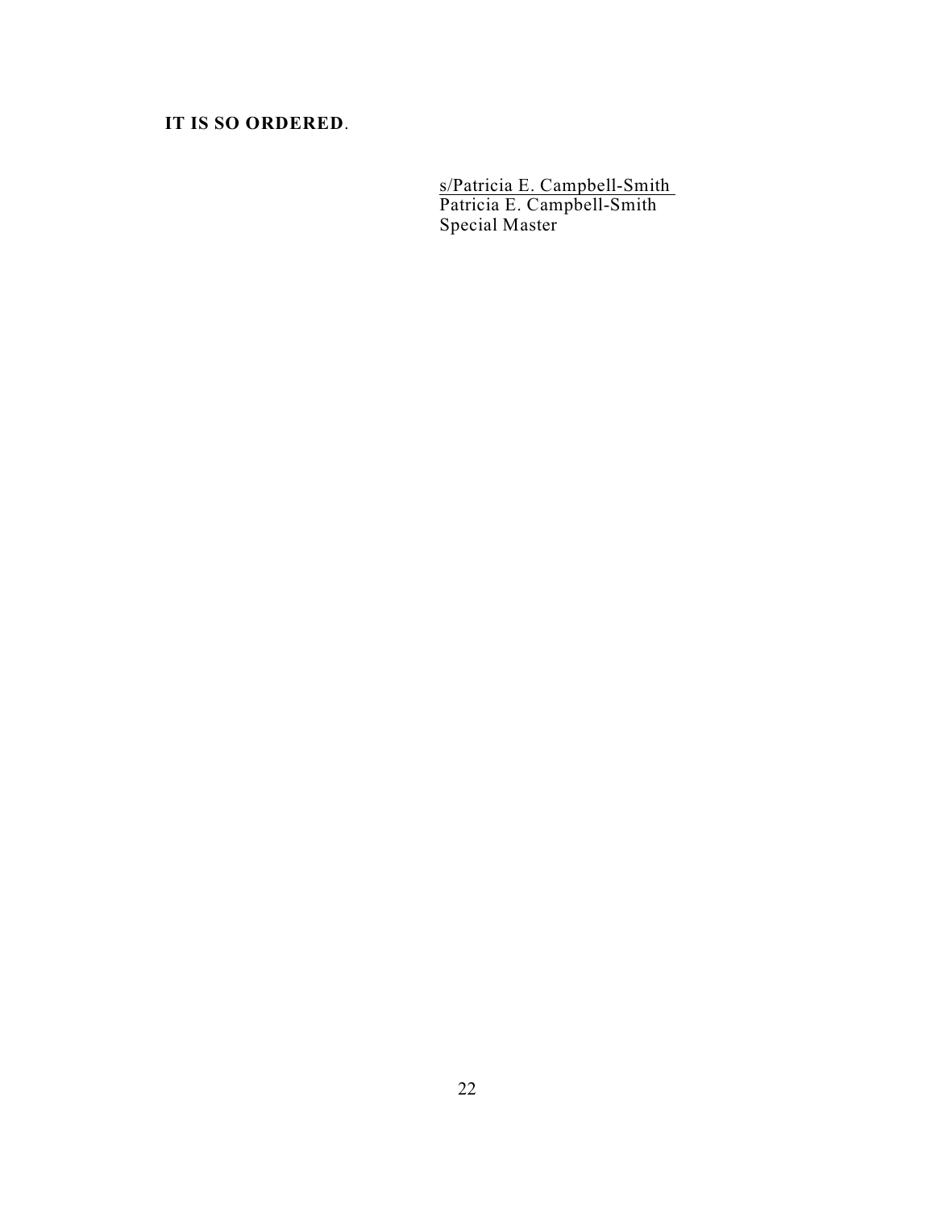**IT IS SO ORDERED**.

s/Patricia E. Campbell-Smith
Patricia E. Campbell-Smith
Special Master